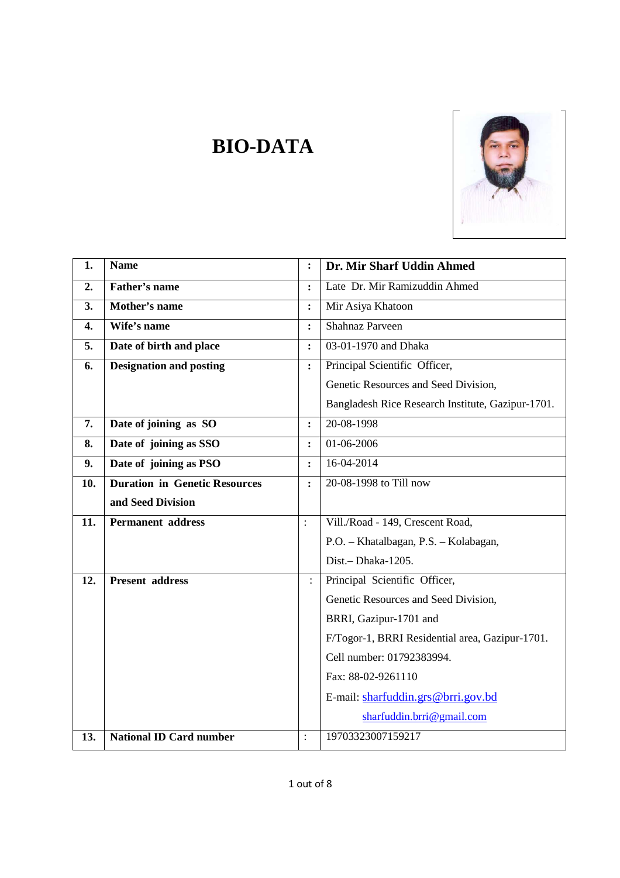# BIO-DATA

| | | | |
|---|---|---|---|
| **1.** | **Name** | **:** | **Dr. Mir Sharf Uddin Ahmed** |
| **2.** | **Father's name** | **:** | Late Dr. Mir Ramizuddin Ahmed |
| **3.** | **Mother's name** | **:** | Mir Asiya Khatoon |
| **4.** | **Wife's name** | **:** | Shahnaz Parveen |
| **5.** | **Date of birth and place** | **:** | 03-01-1970 and Dhaka |
| **6.** | **Designation and posting** | **:** | Principal Scientific Officer,<br>Genetic Resources and Seed Division,<br>Bangladesh Rice Research Institute, Gazipur-1701. |
| **7.** | **Date of joining as SO** | **:** | 20-08-1998 |
| **8.** | **Date of joining as SSO** | **:** | 01-06-2006 |
| **9.** | **Date of joining as PSO** | **:** | 16-04-2014 |
| **10.** | **Duration in Genetic Resources and Seed Division** | **:** | 20-08-1998 to Till now |
| **11.** | **Permanent address** | : | Vill./Road - 149, Crescent Road,<br>P.O. – Khatalbagan, P.S. – Kolabagan,<br>Dist.– Dhaka-1205. |
| **12.** | **Present address** | : | Principal Scientific Officer,<br>Genetic Resources and Seed Division,<br>BRRI, Gazipur-1701 and<br>F/Togor-1, BRRI Residential area, Gazipur-1701.<br>Cell number: 01792383994.<br>Fax: 88-02-9261110<br>E-mail: sharfuddin.grs@brri.gov.bd<br>sharfuddin.brri@gmail.com |
| **13.** | **National ID Card number** | : | 19703323007159217 |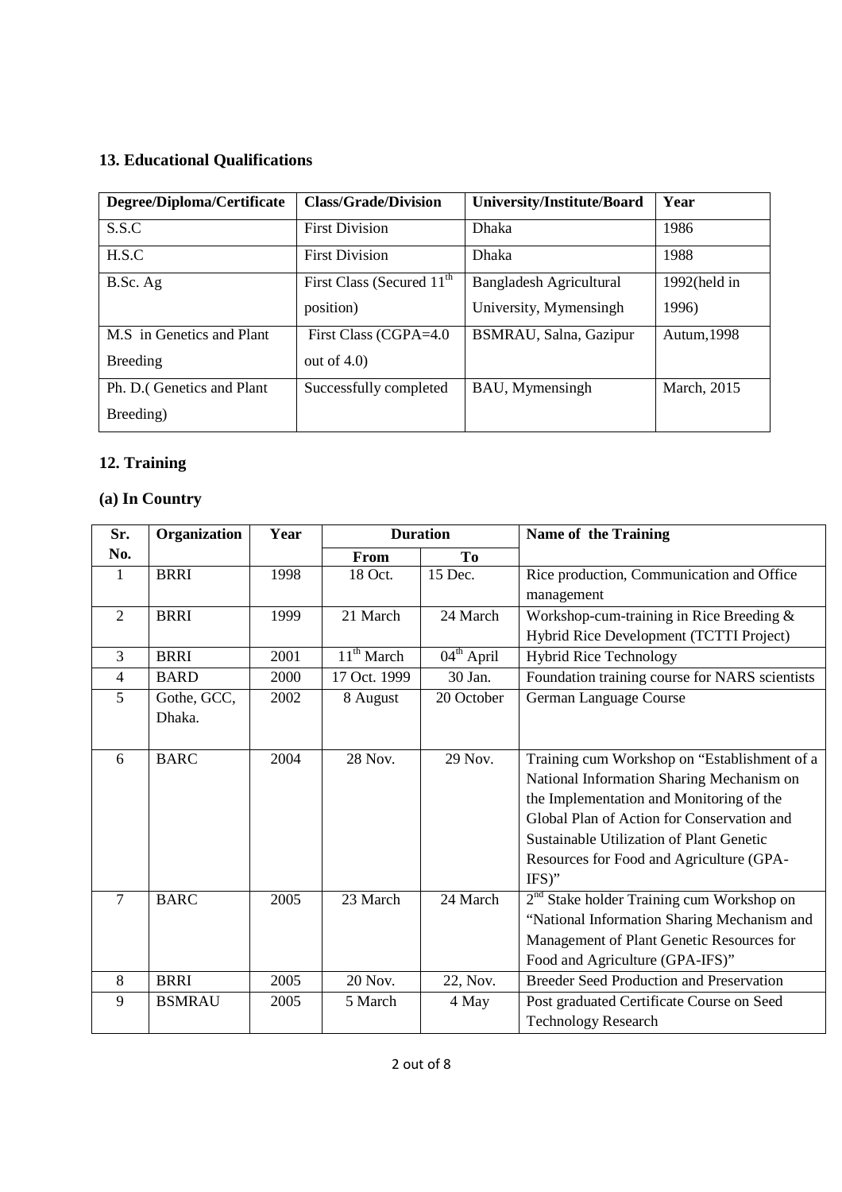## 13. Educational Qualifications

| Degree/Diploma/Certificate | Class/Grade/Division | University/Institute/Board | Year |
|---|---|---|---|
| S.S.C | First Division | Dhaka | 1986 |
| H.S.C | First Division | Dhaka | 1988 |
| B.Sc. Ag | First Class (Secured 11th position) | Bangladesh Agricultural University, Mymensingh | 1992(held in 1996) |
| M.S in Genetics and Plant Breeding | First Class (CGPA=4.0 out of 4.0) | BSMRAU, Salna, Gazipur | Autum,1998 |
| Ph. D.( Genetics and Plant Breeding) | Successfully completed | BAU, Mymensingh | March, 2015 |

## 12. Training

### (a) In Country

| Sr. No. | Organization | Year | Duration | | Name of the Training |
|---|---|---|---|---|---|
| | | | From | To | |
| 1 | BRRI | 1998 | 18 Oct. | 15 Dec. | Rice production, Communication and Office management |
| 2 | BRRI | 1999 | 21 March | 24 March | Workshop-cum-training in Rice Breeding & Hybrid Rice Development (TCTTI Project) |
| 3 | BRRI | 2001 | 11th March | 04th April | Hybrid Rice Technology |
| 4 | BARD | 2000 | 17 Oct. 1999 | 30 Jan. | Foundation training course for NARS scientists |
| 5 | Gothe, GCC, Dhaka. | 2002 | 8 August | 20 October | German Language Course |
| 6 | BARC | 2004 | 28 Nov. | 29 Nov. | Training cum Workshop on "Establishment of a National Information Sharing Mechanism on the Implementation and Monitoring of the Global Plan of Action for Conservation and Sustainable Utilization of Plant Genetic Resources for Food and Agriculture (GPA-IFS)" |
| 7 | BARC | 2005 | 23 March | 24 March | 2nd Stake holder Training cum Workshop on "National Information Sharing Mechanism and Management of Plant Genetic Resources for Food and Agriculture (GPA-IFS)" |
| 8 | BRRI | 2005 | 20 Nov. | 22, Nov. | Breeder Seed Production and Preservation |
| 9 | BSMRAU | 2005 | 5 March | 4 May | Post graduated Certificate Course on Seed Technology Research |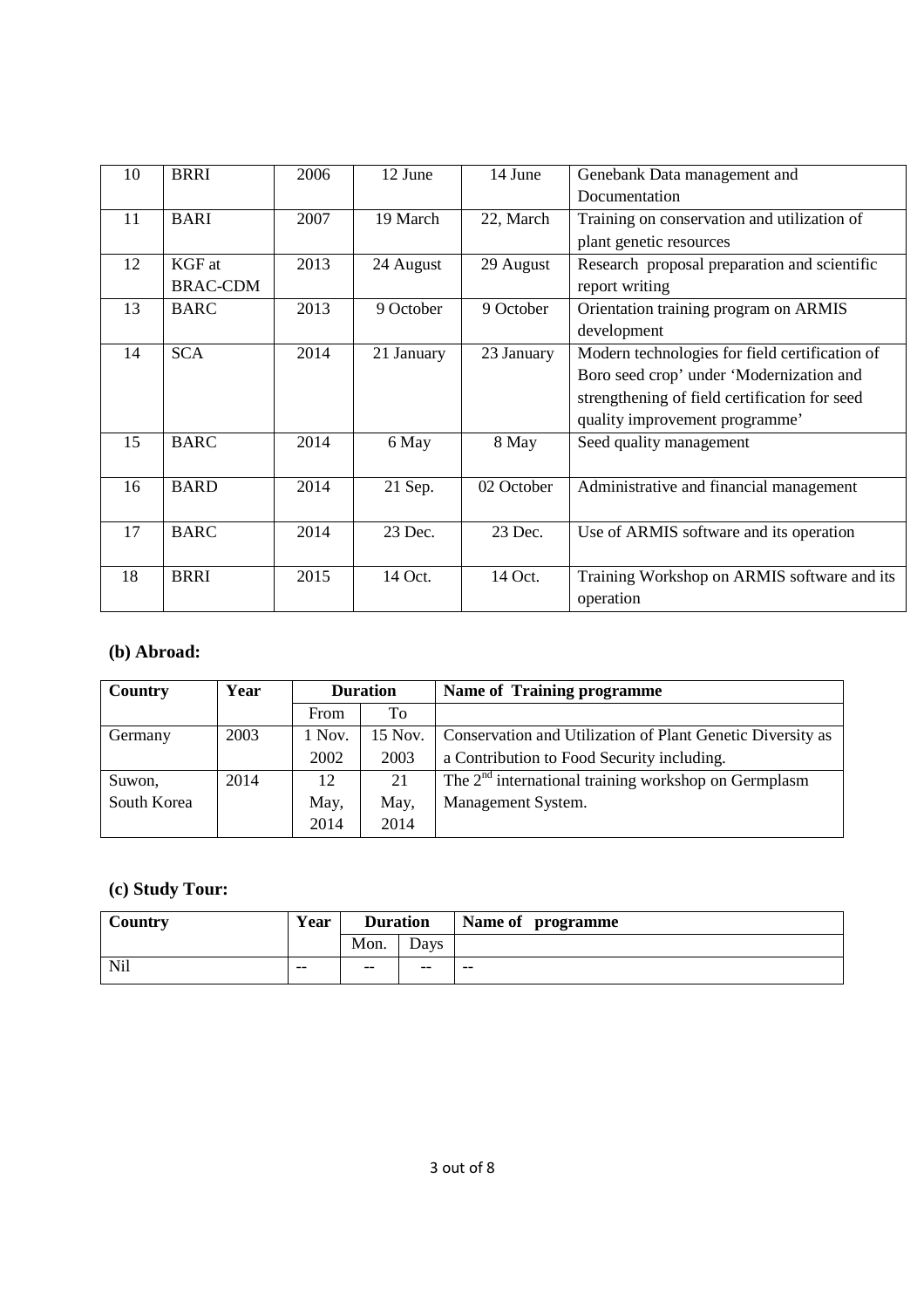| 10 | BRRI | 2006 | 12 June | 14 June | Genebank Data management and Documentation |
|---|---|---|---|---|---|
| 11 | BARI | 2007 | 19 March | 22, March | Training on conservation and utilization of plant genetic resources |
| 12 | KGF at BRAC-CDM | 2013 | 24 August | 29 August | Research proposal preparation and scientific report writing |
| 13 | BARC | 2013 | 9 October | 9 October | Orientation training program on ARMIS development |
| 14 | SCA | 2014 | 21 January | 23 January | Modern technologies for field certification of Boro seed crop' under 'Modernization and strengthening of field certification for seed quality improvement programme' |
| 15 | BARC | 2014 | 6 May | 8 May | Seed quality management |
| 16 | BARD | 2014 | 21 Sep. | 02 October | Administrative and financial management |
| 17 | BARC | 2014 | 23 Dec. | 23 Dec. | Use of ARMIS software and its operation |
| 18 | BRRI | 2015 | 14 Oct. | 14 Oct. | Training Workshop on ARMIS software and its operation |

### (b) Abroad:

| Country | Year | Duration | | Name of Training programme |
|---|---|---|---|---|
| | | From | To | |
| Germany | 2003 | 1 Nov. 2002 | 15 Nov. 2003 | Conservation and Utilization of Plant Genetic Diversity as a Contribution to Food Security including. |
| Suwon, South Korea | 2014 | 12 May, 2014 | 21 May, 2014 | The 2nd international training workshop on Germplasm Management System. |

### (c) Study Tour:

| Country | Year | Duration | | Name of programme |
|---|---|---|---|---|
| | | Mon. | Days | |
| Nil | -- | -- | -- | -- |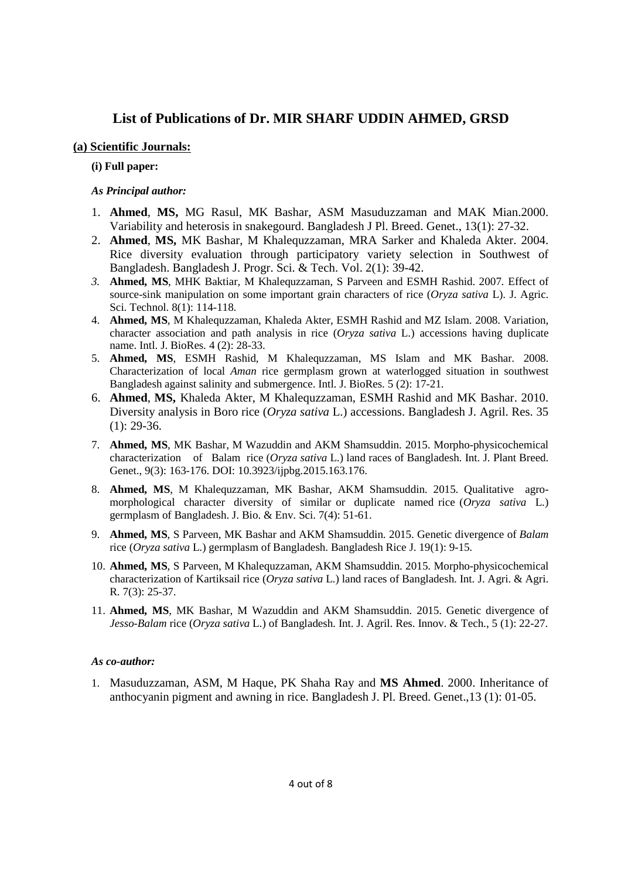## List of Publications of Dr. MIR SHARF UDDIN AHMED, GRSD

**(a) Scientific Journals:**

**(i) Full paper:**

***As Principal author:***

1. **Ahmed**, **MS,** MG Rasul, MK Bashar, ASM Masuduzzaman and MAK Mian.2000. Variability and heterosis in snakegourd. Bangladesh J Pl. Breed. Genet., 13(1): 27-32.
2. **Ahmed**, **MS,** MK Bashar, M Khalequzzaman, MRA Sarker and Khaleda Akter. 2004. Rice diversity evaluation through participatory variety selection in Southwest of Bangladesh. Bangladesh J. Progr. Sci. & Tech. Vol. 2(1): 39-42.
3. **Ahmed, MS**, MHK Baktiar, M Khalequzzaman, S Parveen and ESMH Rashid. 2007. Effect of source-sink manipulation on some important grain characters of rice (*Oryza sativa* L). J. Agric. Sci. Technol. 8(1): 114-118.
4. **Ahmed, MS**, M Khalequzzaman, Khaleda Akter, ESMH Rashid and MZ Islam. 2008. Variation, character association and path analysis in rice (*Oryza sativa* L.) accessions having duplicate name. Intl. J. BioRes. 4 (2): 28-33.
5. **Ahmed, MS**, ESMH Rashid, M Khalequzzaman, MS Islam and MK Bashar. 2008. Characterization of local *Aman* rice germplasm grown at waterlogged situation in southwest Bangladesh against salinity and submergence. Intl. J. BioRes. 5 (2): 17-21.
6. **Ahmed**, **MS,** Khaleda Akter, M Khalequzzaman, ESMH Rashid and MK Bashar. 2010. Diversity analysis in Boro rice (*Oryza sativa* L.) accessions. Bangladesh J. Agril. Res. 35 (1): 29-36.
7. **Ahmed, MS**, MK Bashar, M Wazuddin and AKM Shamsuddin. 2015. Morpho-physicochemical characterization of Balam rice (*Oryza sativa* L.) land races of Bangladesh. Int. J. Plant Breed. Genet., 9(3): 163-176. DOI: 10.3923/ijpbg.2015.163.176.
8. **Ahmed, MS**, M Khalequzzaman, MK Bashar, AKM Shamsuddin. 2015. Qualitative agro-morphological character diversity of similar or duplicate named rice (*Oryza sativa* L.) germplasm of Bangladesh. J. Bio. & Env. Sci. 7(4): 51-61.
9. **Ahmed, MS**, S Parveen, MK Bashar and AKM Shamsuddin. 2015. Genetic divergence of *Balam* rice (*Oryza sativa* L.) germplasm of Bangladesh. Bangladesh Rice J. 19(1): 9-15.
10. **Ahmed, MS**, S Parveen, M Khalequzzaman, AKM Shamsuddin. 2015. Morpho-physicochemical characterization of Kartiksail rice (*Oryza sativa* L.) land races of Bangladesh. Int. J. Agri. & Agri. R. 7(3): 25-37.
11. **Ahmed, MS**, MK Bashar, M Wazuddin and AKM Shamsuddin. 2015. Genetic divergence of *Jesso-Balam* rice (*Oryza sativa* L.) of Bangladesh. Int. J. Agril. Res. Innov. & Tech., 5 (1): 22-27.

***As co-author:***

1. Masuduzzaman, ASM, M Haque, PK Shaha Ray and **MS Ahmed**. 2000. Inheritance of anthocyanin pigment and awning in rice. Bangladesh J. Pl. Breed. Genet.,13 (1): 01-05.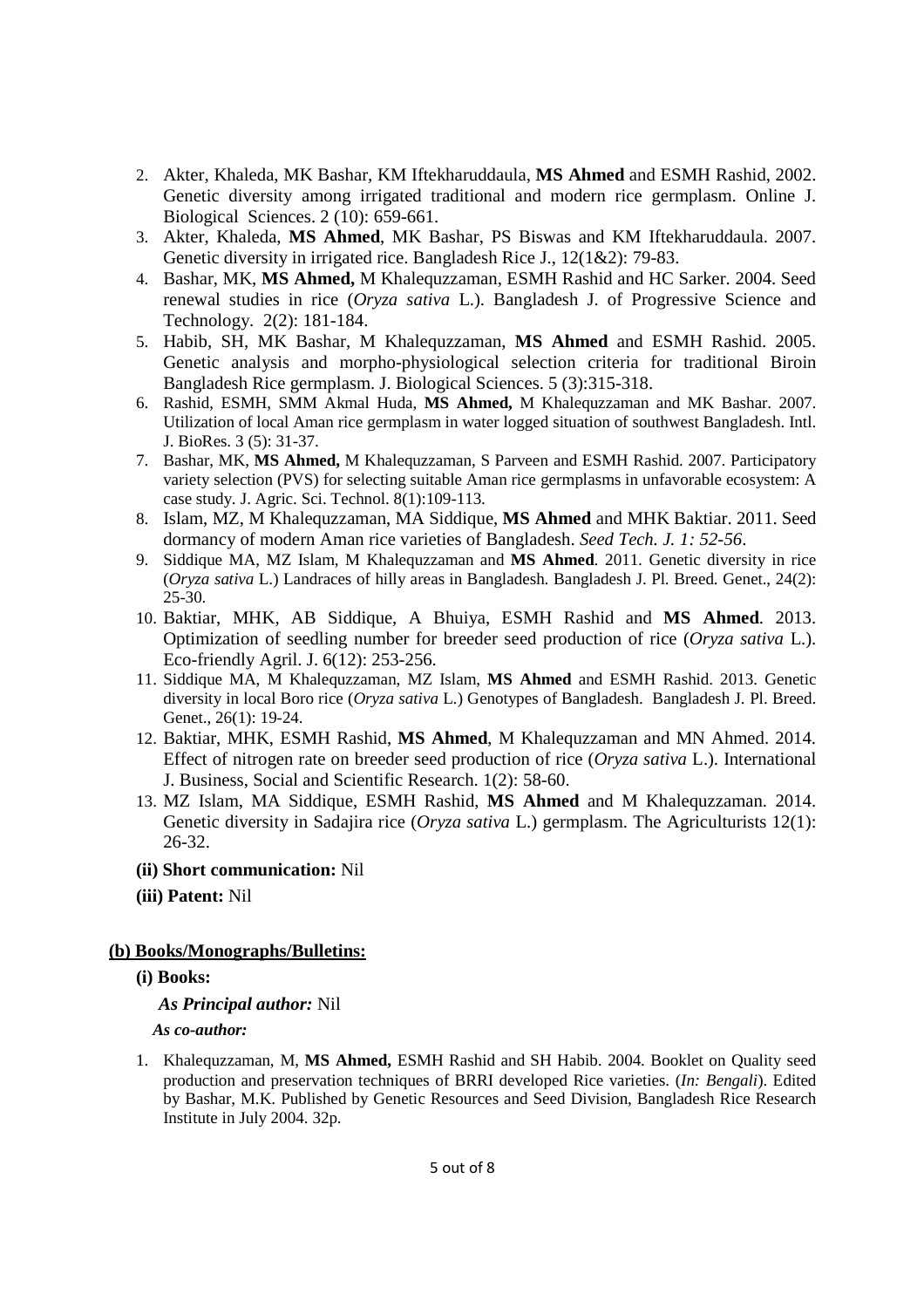2. Akter, Khaleda, MK Bashar, KM Iftekharuddaula, **MS Ahmed** and ESMH Rashid, 2002. Genetic diversity among irrigated traditional and modern rice germplasm. Online J. Biological Sciences. 2 (10): 659-661.
3. Akter, Khaleda, **MS Ahmed**, MK Bashar, PS Biswas and KM Iftekharuddaula. 2007. Genetic diversity in irrigated rice. Bangladesh Rice J., 12(1&2): 79-83.
4. Bashar, MK, **MS Ahmed,** M Khalequzzaman, ESMH Rashid and HC Sarker. 2004. Seed renewal studies in rice (*Oryza sativa* L.). Bangladesh J. of Progressive Science and Technology. 2(2): 181-184.
5. Habib, SH, MK Bashar, M Khalequzzaman, **MS Ahmed** and ESMH Rashid. 2005. Genetic analysis and morpho-physiological selection criteria for traditional Biroin Bangladesh Rice germplasm. J. Biological Sciences. 5 (3):315-318.
6. Rashid, ESMH, SMM Akmal Huda, **MS Ahmed,** M Khalequzzaman and MK Bashar. 2007. Utilization of local Aman rice germplasm in water logged situation of southwest Bangladesh. Intl. J. BioRes. 3 (5): 31-37.
7. Bashar, MK, **MS Ahmed,** M Khalequzzaman, S Parveen and ESMH Rashid. 2007. Participatory variety selection (PVS) for selecting suitable Aman rice germplasms in unfavorable ecosystem: A case study. J. Agric. Sci. Technol. 8(1):109-113.
8. Islam, MZ, M Khalequzzaman, MA Siddique, **MS Ahmed** and MHK Baktiar. 2011. Seed dormancy of modern Aman rice varieties of Bangladesh. *Seed Tech. J. 1: 52-56*.
9. Siddique MA, MZ Islam, M Khalequzzaman and **MS Ahmed**. 2011. Genetic diversity in rice (*Oryza sativa* L.) Landraces of hilly areas in Bangladesh. Bangladesh J. Pl. Breed. Genet., 24(2): 25-30.
10. Baktiar, MHK, AB Siddique, A Bhuiya, ESMH Rashid and **MS Ahmed**. 2013. Optimization of seedling number for breeder seed production of rice (*Oryza sativa* L.). Eco-friendly Agril. J. 6(12): 253-256.
11. Siddique MA, M Khalequzzaman, MZ Islam, **MS Ahmed** and ESMH Rashid. 2013. Genetic diversity in local Boro rice (*Oryza sativa* L.) Genotypes of Bangladesh. Bangladesh J. Pl. Breed. Genet., 26(1): 19-24.
12. Baktiar, MHK, ESMH Rashid, **MS Ahmed**, M Khalequzzaman and MN Ahmed. 2014. Effect of nitrogen rate on breeder seed production of rice (*Oryza sativa* L.). International J. Business, Social and Scientific Research. 1(2): 58-60.
13. MZ Islam, MA Siddique, ESMH Rashid, **MS Ahmed** and M Khalequzzaman. 2014. Genetic diversity in Sadajira rice (*Oryza sativa* L.) germplasm. The Agriculturists 12(1): 26-32.

**(ii) Short communication:** Nil

**(iii) Patent:** Nil

**(b) Books/Monographs/Bulletins:**

**(i) Books:**

***As Principal author:*** Nil

***As co-author:***

1. Khalequzzaman, M, **MS Ahmed,** ESMH Rashid and SH Habib. 2004. Booklet on Quality seed production and preservation techniques of BRRI developed Rice varieties. (*In: Bengali*). Edited by Bashar, M.K. Published by Genetic Resources and Seed Division, Bangladesh Rice Research Institute in July 2004. 32p.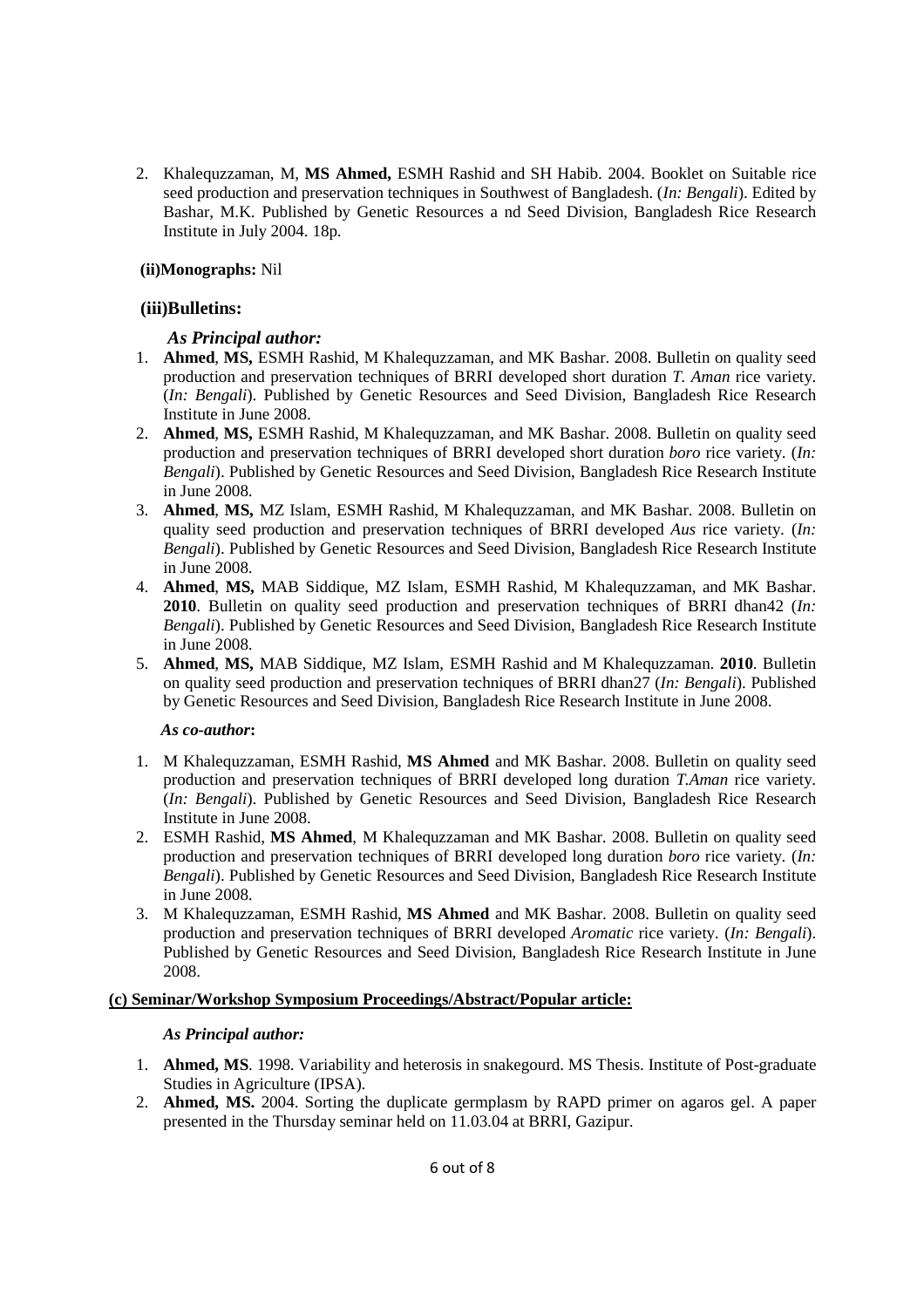2. Khalequzzaman, M, **MS Ahmed,** ESMH Rashid and SH Habib. 2004. Booklet on Suitable rice seed production and preservation techniques in Southwest of Bangladesh. (*In: Bengali*). Edited by Bashar, M.K. Published by Genetic Resources a nd Seed Division, Bangladesh Rice Research Institute in July 2004. 18p.

**(ii)Monographs:** Nil

**(iii)Bulletins:**

***As Principal author:***

1. **Ahmed**, **MS,** ESMH Rashid, M Khalequzzaman, and MK Bashar. 2008. Bulletin on quality seed production and preservation techniques of BRRI developed short duration *T. Aman* rice variety. (*In: Bengali*). Published by Genetic Resources and Seed Division, Bangladesh Rice Research Institute in June 2008.
2. **Ahmed**, **MS,** ESMH Rashid, M Khalequzzaman, and MK Bashar. 2008. Bulletin on quality seed production and preservation techniques of BRRI developed short duration *boro* rice variety. (*In: Bengali*). Published by Genetic Resources and Seed Division, Bangladesh Rice Research Institute in June 2008.
3. **Ahmed**, **MS,** MZ Islam, ESMH Rashid, M Khalequzzaman, and MK Bashar. 2008. Bulletin on quality seed production and preservation techniques of BRRI developed *Aus* rice variety. (*In: Bengali*). Published by Genetic Resources and Seed Division, Bangladesh Rice Research Institute in June 2008.
4. **Ahmed**, **MS,** MAB Siddique, MZ Islam, ESMH Rashid, M Khalequzzaman, and MK Bashar. **2010**. Bulletin on quality seed production and preservation techniques of BRRI dhan42 (*In: Bengali*). Published by Genetic Resources and Seed Division, Bangladesh Rice Research Institute in June 2008.
5. **Ahmed**, **MS,** MAB Siddique, MZ Islam, ESMH Rashid and M Khalequzzaman. **2010**. Bulletin on quality seed production and preservation techniques of BRRI dhan27 (*In: Bengali*). Published by Genetic Resources and Seed Division, Bangladesh Rice Research Institute in June 2008.

***As co-author*:**

1. M Khalequzzaman, ESMH Rashid, **MS Ahmed** and MK Bashar. 2008. Bulletin on quality seed production and preservation techniques of BRRI developed long duration *T.Aman* rice variety. (*In: Bengali*). Published by Genetic Resources and Seed Division, Bangladesh Rice Research Institute in June 2008.
2. ESMH Rashid, **MS Ahmed**, M Khalequzzaman and MK Bashar. 2008. Bulletin on quality seed production and preservation techniques of BRRI developed long duration *boro* rice variety. (*In: Bengali*). Published by Genetic Resources and Seed Division, Bangladesh Rice Research Institute in June 2008.
3. M Khalequzzaman, ESMH Rashid, **MS Ahmed** and MK Bashar. 2008. Bulletin on quality seed production and preservation techniques of BRRI developed *Aromatic* rice variety. (*In: Bengali*). Published by Genetic Resources and Seed Division, Bangladesh Rice Research Institute in June 2008.

**(c) Seminar/Workshop Symposium Proceedings/Abstract/Popular article:**

***As Principal author:***

1. **Ahmed, MS**. 1998. Variability and heterosis in snakegourd. MS Thesis. Institute of Post-graduate Studies in Agriculture (IPSA).
2. **Ahmed, MS.** 2004. Sorting the duplicate germplasm by RAPD primer on agaros gel. A paper presented in the Thursday seminar held on 11.03.04 at BRRI, Gazipur.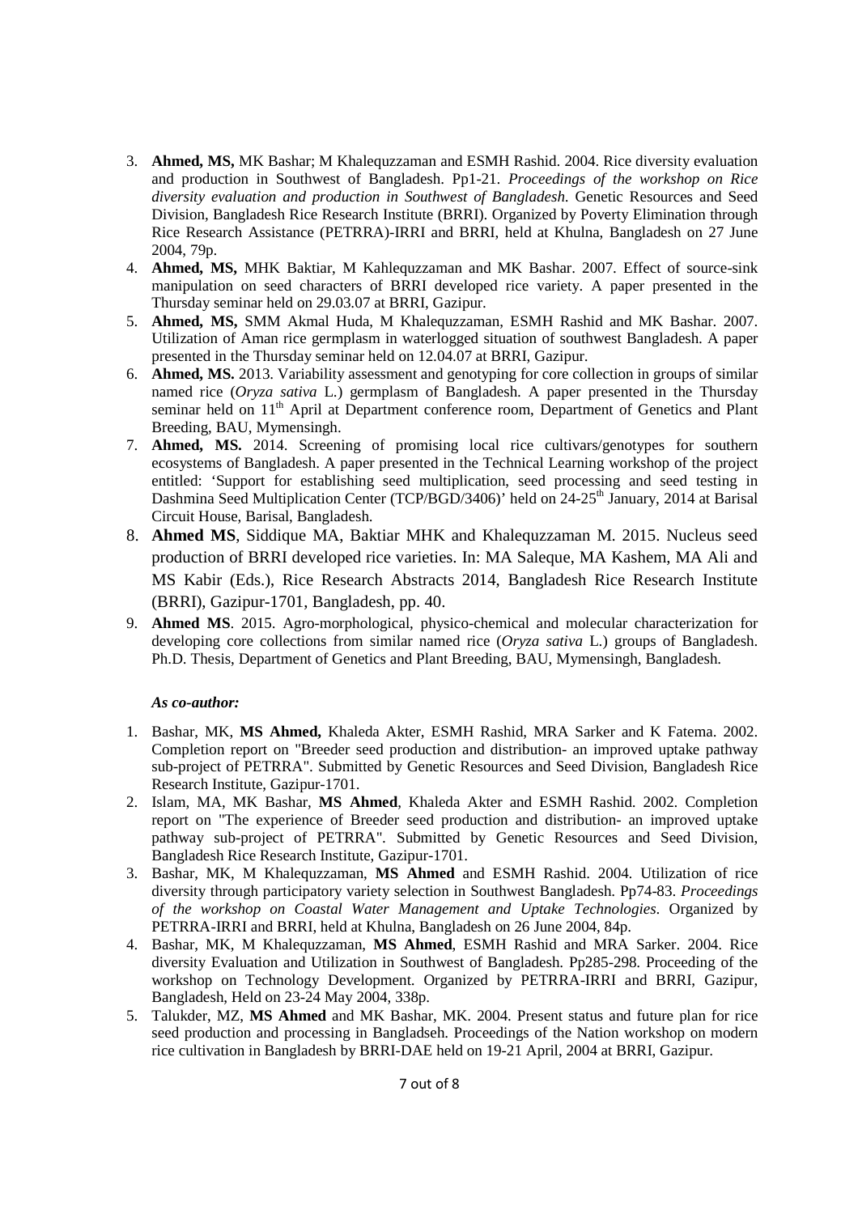3. **Ahmed, MS,** MK Bashar; M Khalequzzaman and ESMH Rashid. 2004. Rice diversity evaluation and production in Southwest of Bangladesh. Pp1-21. *Proceedings of the workshop on Rice diversity evaluation and production in Southwest of Bangladesh*. Genetic Resources and Seed Division, Bangladesh Rice Research Institute (BRRI). Organized by Poverty Elimination through Rice Research Assistance (PETRRA)-IRRI and BRRI, held at Khulna, Bangladesh on 27 June 2004, 79p.
4. **Ahmed, MS,** MHK Baktiar, M Kahlequzzaman and MK Bashar. 2007. Effect of source-sink manipulation on seed characters of BRRI developed rice variety. A paper presented in the Thursday seminar held on 29.03.07 at BRRI, Gazipur.
5. **Ahmed, MS,** SMM Akmal Huda, M Khalequzzaman, ESMH Rashid and MK Bashar. 2007. Utilization of Aman rice germplasm in waterlogged situation of southwest Bangladesh. A paper presented in the Thursday seminar held on 12.04.07 at BRRI, Gazipur.
6. **Ahmed, MS.** 2013. Variability assessment and genotyping for core collection in groups of similar named rice (*Oryza sativa* L.) germplasm of Bangladesh. A paper presented in the Thursday seminar held on 11th April at Department conference room, Department of Genetics and Plant Breeding, BAU, Mymensingh.
7. **Ahmed, MS.** 2014. Screening of promising local rice cultivars/genotypes for southern ecosystems of Bangladesh. A paper presented in the Technical Learning workshop of the project entitled: 'Support for establishing seed multiplication, seed processing and seed testing in Dashmina Seed Multiplication Center (TCP/BGD/3406)' held on 24-25th January, 2014 at Barisal Circuit House, Barisal, Bangladesh.
8. **Ahmed MS**, Siddique MA, Baktiar MHK and Khalequzzaman M. 2015. Nucleus seed production of BRRI developed rice varieties. In: MA Saleque, MA Kashem, MA Ali and MS Kabir (Eds.), Rice Research Abstracts 2014, Bangladesh Rice Research Institute (BRRI), Gazipur-1701, Bangladesh, pp. 40.
9. **Ahmed MS**. 2015. Agro-morphological, physico-chemical and molecular characterization for developing core collections from similar named rice (*Oryza sativa* L.) groups of Bangladesh. Ph.D. Thesis, Department of Genetics and Plant Breeding, BAU, Mymensingh, Bangladesh.

***As co-author:***

1. Bashar, MK, **MS Ahmed,** Khaleda Akter, ESMH Rashid, MRA Sarker and K Fatema. 2002. Completion report on "Breeder seed production and distribution- an improved uptake pathway sub-project of PETRRA". Submitted by Genetic Resources and Seed Division, Bangladesh Rice Research Institute, Gazipur-1701.
2. Islam, MA, MK Bashar, **MS Ahmed**, Khaleda Akter and ESMH Rashid. 2002. Completion report on "The experience of Breeder seed production and distribution- an improved uptake pathway sub-project of PETRRA". Submitted by Genetic Resources and Seed Division, Bangladesh Rice Research Institute, Gazipur-1701.
3. Bashar, MK, M Khalequzzaman, **MS Ahmed** and ESMH Rashid. 2004. Utilization of rice diversity through participatory variety selection in Southwest Bangladesh. Pp74-83. *Proceedings of the workshop on Coastal Water Management and Uptake Technologies*. Organized by PETRRA-IRRI and BRRI, held at Khulna, Bangladesh on 26 June 2004, 84p.
4. Bashar, MK, M Khalequzzaman, **MS Ahmed**, ESMH Rashid and MRA Sarker. 2004. Rice diversity Evaluation and Utilization in Southwest of Bangladesh. Pp285-298. Proceeding of the workshop on Technology Development. Organized by PETRRA-IRRI and BRRI, Gazipur, Bangladesh, Held on 23-24 May 2004, 338p.
5. Talukder, MZ, **MS Ahmed** and MK Bashar, MK. 2004. Present status and future plan for rice seed production and processing in Bangladseh. Proceedings of the Nation workshop on modern rice cultivation in Bangladesh by BRRI-DAE held on 19-21 April, 2004 at BRRI, Gazipur.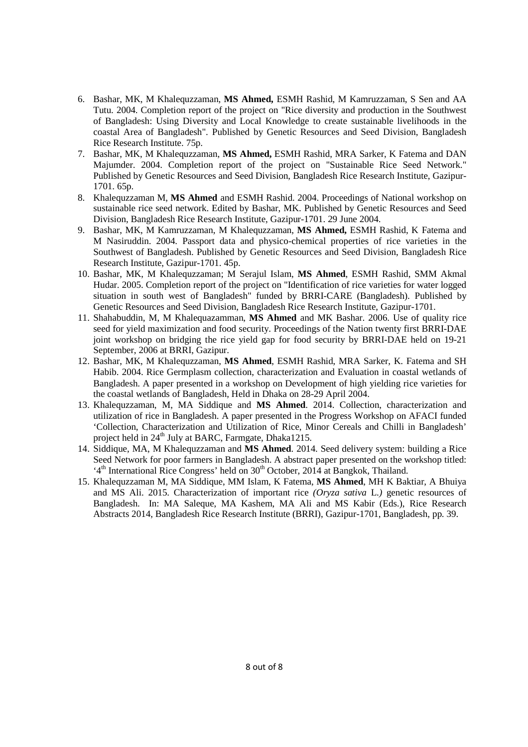6. Bashar, MK, M Khalequzzaman, **MS Ahmed,** ESMH Rashid, M Kamruzzaman, S Sen and AA Tutu. 2004. Completion report of the project on "Rice diversity and production in the Southwest of Bangladesh: Using Diversity and Local Knowledge to create sustainable livelihoods in the coastal Area of Bangladesh". Published by Genetic Resources and Seed Division, Bangladesh Rice Research Institute. 75p.
7. Bashar, MK, M Khalequzzaman, **MS Ahmed,** ESMH Rashid, MRA Sarker, K Fatema and DAN Majumder. 2004. Completion report of the project on "Sustainable Rice Seed Network." Published by Genetic Resources and Seed Division, Bangladesh Rice Research Institute, Gazipur-1701. 65p.
8. Khalequzzaman M, **MS Ahmed** and ESMH Rashid. 2004. Proceedings of National workshop on sustainable rice seed network. Edited by Bashar, MK. Published by Genetic Resources and Seed Division, Bangladesh Rice Research Institute, Gazipur-1701. 29 June 2004.
9. Bashar, MK, M Kamruzzaman, M Khalequzzaman, **MS Ahmed,** ESMH Rashid, K Fatema and M Nasiruddin. 2004. Passport data and physico-chemical properties of rice varieties in the Southwest of Bangladesh. Published by Genetic Resources and Seed Division, Bangladesh Rice Research Institute, Gazipur-1701. 45p.
10. Bashar, MK, M Khalequzzaman; M Serajul Islam, **MS Ahmed**, ESMH Rashid, SMM Akmal Hudar. 2005. Completion report of the project on "Identification of rice varieties for water logged situation in south west of Bangladesh" funded by BRRI-CARE (Bangladesh). Published by Genetic Resources and Seed Division, Bangladesh Rice Research Institute, Gazipur-1701.
11. Shahabuddin, M, M Khalequazamman, **MS Ahmed** and MK Bashar. 2006. Use of quality rice seed for yield maximization and food security. Proceedings of the Nation twenty first BRRI-DAE joint workshop on bridging the rice yield gap for food security by BRRI-DAE held on 19-21 September, 2006 at BRRI, Gazipur.
12. Bashar, MK, M Khalequzzaman, **MS Ahmed**, ESMH Rashid, MRA Sarker, K. Fatema and SH Habib. 2004. Rice Germplasm collection, characterization and Evaluation in coastal wetlands of Bangladesh. A paper presented in a workshop on Development of high yielding rice varieties for the coastal wetlands of Bangladesh, Held in Dhaka on 28-29 April 2004.
13. Khalequzzaman, M, MA Siddique and **MS Ahmed**. 2014. Collection, characterization and utilization of rice in Bangladesh. A paper presented in the Progress Workshop on AFACI funded 'Collection, Characterization and Utilization of Rice, Minor Cereals and Chilli in Bangladesh' project held in 24th July at BARC, Farmgate, Dhaka1215.
14. Siddique, MA, M Khalequzzaman and **MS Ahmed**. 2014. Seed delivery system: building a Rice Seed Network for poor farmers in Bangladesh. A abstract paper presented on the workshop titled: '4th International Rice Congress' held on 30th October, 2014 at Bangkok, Thailand.
15. Khalequzzaman M, MA Siddique, MM Islam, K Fatema, **MS Ahmed**, MH K Baktiar, A Bhuiya and MS Ali. 2015. Characterization of important rice *(Oryza sativa* L.*)* genetic resources of Bangladesh. In: MA Saleque, MA Kashem, MA Ali and MS Kabir (Eds.), Rice Research Abstracts 2014, Bangladesh Rice Research Institute (BRRI), Gazipur-1701, Bangladesh, pp. 39.